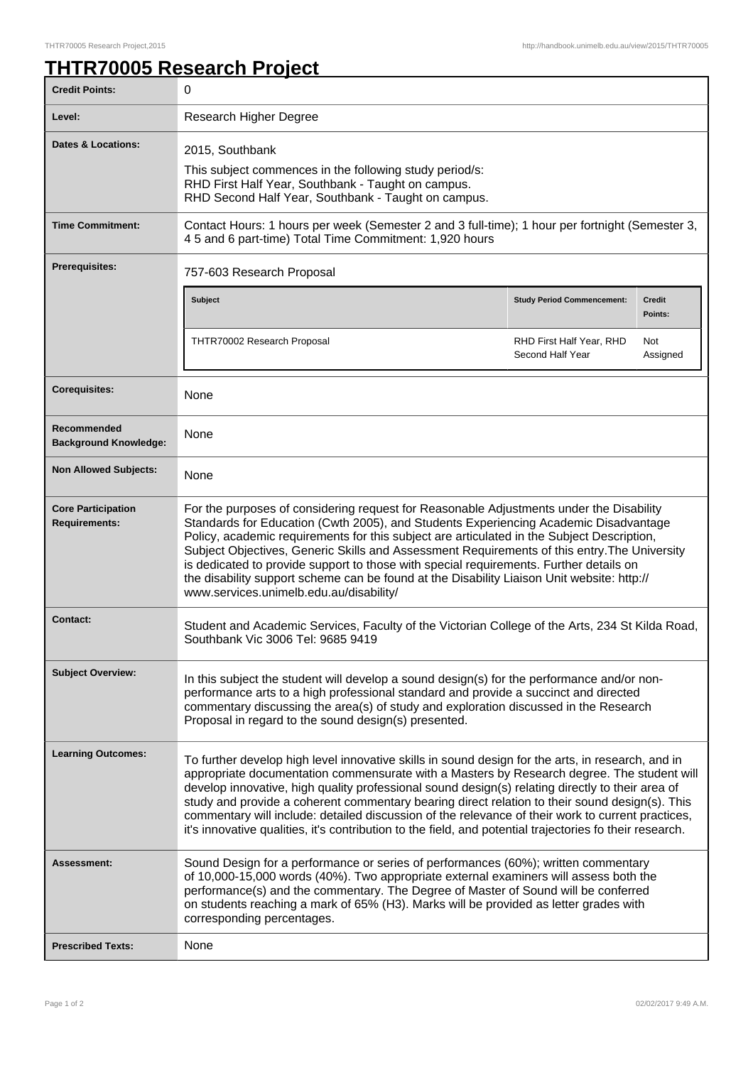# THTR70005 Research Project

| | |
|---|---|
| **Credit Points:** | 0 |
| **Level:** | Research Higher Degree |
| **Dates & Locations:** | 2015, Southbank<br>This subject commences in the following study period/s:<br>RHD First Half Year, Southbank - Taught on campus.<br>RHD Second Half Year, Southbank - Taught on campus. |
| **Time Commitment:** | Contact Hours: 1 hours per week (Semester 2 and 3 full-time); 1 hour per fortnight (Semester 3, 4 5 and 6 part-time) Total Time Commitment: 1,920 hours |
| **Prerequisites:** | 757-603 Research Proposal<br><br>**Subject** / **Study Period Commencement:** / **Credit Points:**<br>THTR70002 Research Proposal / RHD First Half Year, RHD Second Half Year / Not Assigned |
| **Corequisites:** | None |
| **Recommended Background Knowledge:** | None |
| **Non Allowed Subjects:** | None |
| **Core Participation Requirements:** | For the purposes of considering request for Reasonable Adjustments under the Disability Standards for Education (Cwth 2005), and Students Experiencing Academic Disadvantage Policy, academic requirements for this subject are articulated in the Subject Description, Subject Objectives, Generic Skills and Assessment Requirements of this entry.The University is dedicated to provide support to those with special requirements. Further details on the disability support scheme can be found at the Disability Liaison Unit website: http://www.services.unimelb.edu.au/disability/ |
| **Contact:** | Student and Academic Services, Faculty of the Victorian College of the Arts, 234 St Kilda Road, Southbank Vic 3006 Tel: 9685 9419 |
| **Subject Overview:** | In this subject the student will develop a sound design(s) for the performance and/or non-performance arts to a high professional standard and provide a succinct and directed commentary discussing the area(s) of study and exploration discussed in the Research Proposal in regard to the sound design(s) presented. |
| **Learning Outcomes:** | To further develop high level innovative skills in sound design for the arts, in research, and in appropriate documentation commensurate with a Masters by Research degree. The student will develop innovative, high quality professional sound design(s) relating directly to their area of study and provide a coherent commentary bearing direct relation to their sound design(s). This commentary will include: detailed discussion of the relevance of their work to current practices, it's innovative qualities, it's contribution to the field, and potential trajectories fo their research. |
| **Assessment:** | Sound Design for a performance or series of performances (60%); written commentary of 10,000-15,000 words (40%). Two appropriate external examiners will assess both the performance(s) and the commentary. The Degree of Master of Sound will be conferred on students reaching a mark of 65% (H3). Marks will be provided as letter grades with corresponding percentages. |
| **Prescribed Texts:** | None |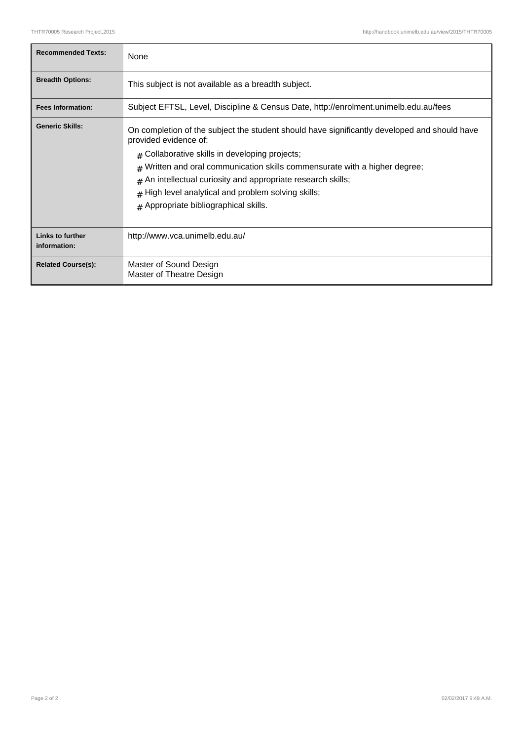| | |
|---|---|
| **Recommended Texts:** | None |
| **Breadth Options:** | This subject is not available as a breadth subject. |
| **Fees Information:** | Subject EFTSL, Level, Discipline & Census Date, http://enrolment.unimelb.edu.au/fees |
| **Generic Skills:** | On completion of the subject the student should have significantly developed and should have provided evidence of:<br># Collaborative skills in developing projects;<br># Written and oral communication skills commensurate with a higher degree;<br># An intellectual curiosity and appropriate research skills;<br># High level analytical and problem solving skills;<br># Appropriate bibliographical skills. |
| **Links to further information:** | http://www.vca.unimelb.edu.au/ |
| **Related Course(s):** | Master of Sound Design<br>Master of Theatre Design |